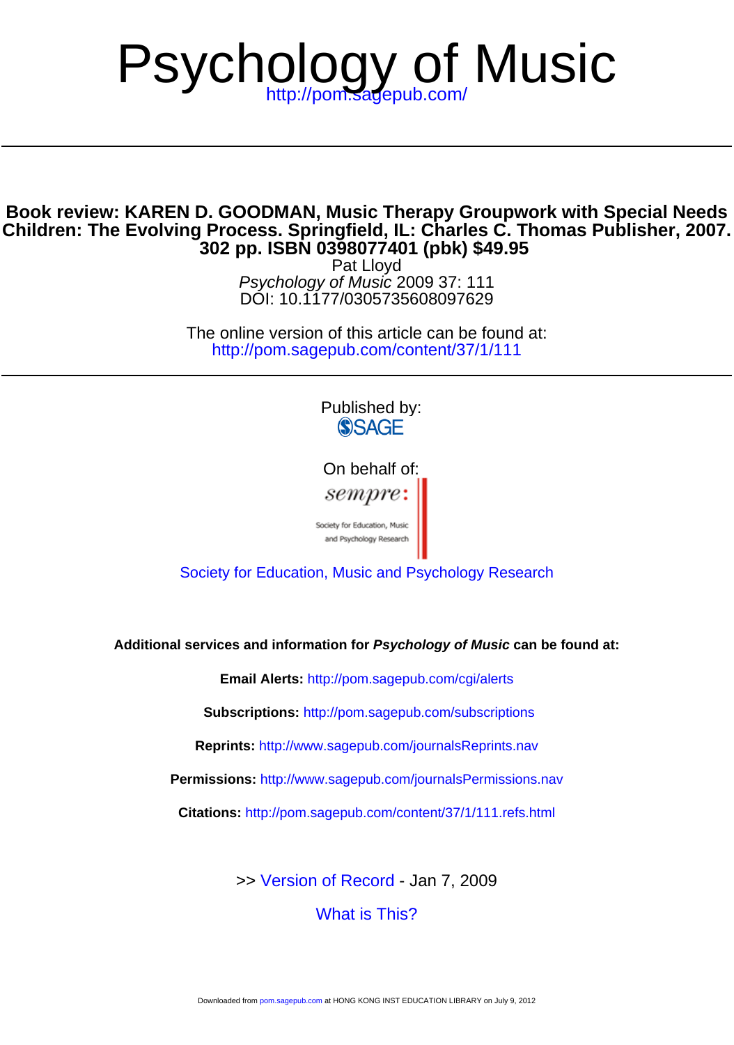# Psychology of Music

http://pom.sagepub.com/

**Book review: KAREN D. GOODMAN, Music Therapy Groupwork with Special Needs Children: The Evolving Process. Springfield, IL: Charles C. Thomas Publisher, 2007. 302 pp. ISBN 0398077401 (pbk) $49.95**

Pat Lloyd

*Psychology of Music* 2009 37: 111

DOI: 10.1177/0305735608097629

The online version of this article can be found at:
http://pom.sagepub.com/content/37/1/111

Published by:
SAGE

On behalf of:
sempre:
Society for Education, Music and Psychology Research

Society for Education, Music and Psychology Research

**Additional services and information for *Psychology of Music* can be found at:**

**Email Alerts:** http://pom.sagepub.com/cgi/alerts

**Subscriptions:** http://pom.sagepub.com/subscriptions

**Reprints:** http://www.sagepub.com/journalsReprints.nav

**Permissions:** http://www.sagepub.com/journalsPermissions.nav

**Citations:** http://pom.sagepub.com/content/37/1/111.refs.html

>> Version of Record - Jan 7, 2009

What is This?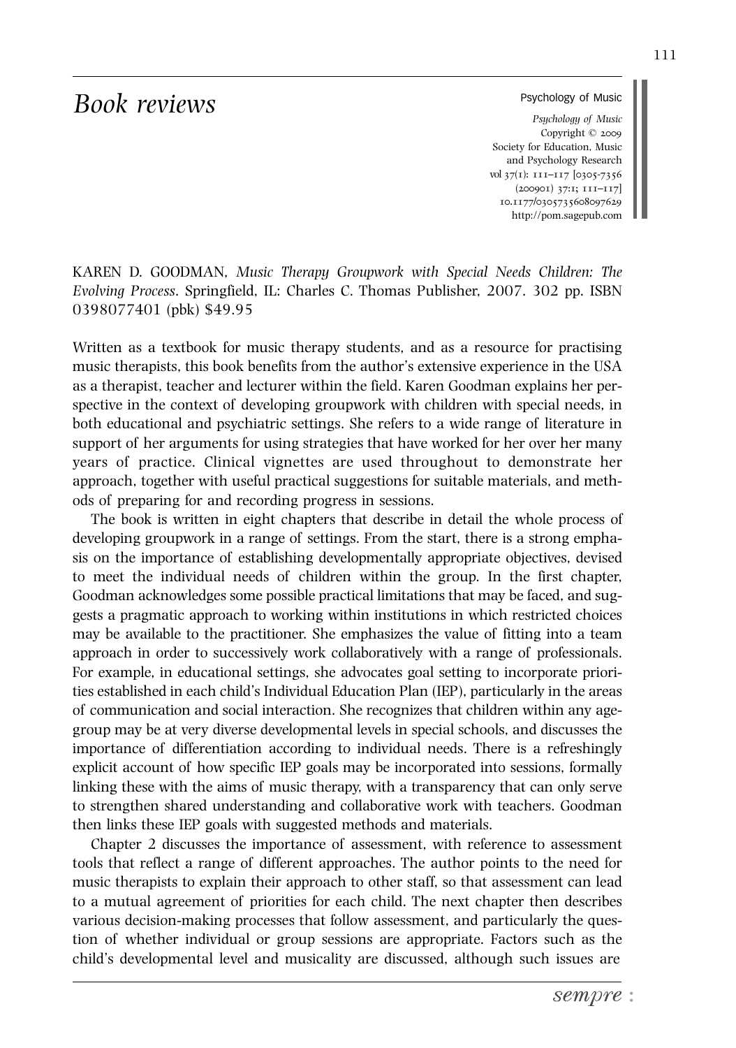# Book reviews

KAREN D. GOODMAN, *Music Therapy Groupwork with Special Needs Children: The Evolving Process*. Springfield, IL: Charles C. Thomas Publisher, 2007. 302 pp. ISBN 0398077401 (pbk) $49.95

Written as a textbook for music therapy students, and as a resource for practising music therapists, this book benefits from the author's extensive experience in the USA as a therapist, teacher and lecturer within the field. Karen Goodman explains her perspective in the context of developing groupwork with children with special needs, in both educational and psychiatric settings. She refers to a wide range of literature in support of her arguments for using strategies that have worked for her over her many years of practice. Clinical vignettes are used throughout to demonstrate her approach, together with useful practical suggestions for suitable materials, and methods of preparing for and recording progress in sessions.

The book is written in eight chapters that describe in detail the whole process of developing groupwork in a range of settings. From the start, there is a strong emphasis on the importance of establishing developmentally appropriate objectives, devised to meet the individual needs of children within the group. In the first chapter, Goodman acknowledges some possible practical limitations that may be faced, and suggests a pragmatic approach to working within institutions in which restricted choices may be available to the practitioner. She emphasizes the value of fitting into a team approach in order to successively work collaboratively with a range of professionals. For example, in educational settings, she advocates goal setting to incorporate priorities established in each child's Individual Education Plan (IEP), particularly in the areas of communication and social interaction. She recognizes that children within any age-group may be at very diverse developmental levels in special schools, and discusses the importance of differentiation according to individual needs. There is a refreshingly explicit account of how specific IEP goals may be incorporated into sessions, formally linking these with the aims of music therapy, with a transparency that can only serve to strengthen shared understanding and collaborative work with teachers. Goodman then links these IEP goals with suggested methods and materials.

Chapter 2 discusses the importance of assessment, with reference to assessment tools that reflect a range of different approaches. The author points to the need for music therapists to explain their approach to other staff, so that assessment can lead to a mutual agreement of priorities for each child. The next chapter then describes various decision-making processes that follow assessment, and particularly the question of whether individual or group sessions are appropriate. Factors such as the child's developmental level and musicality are discussed, although such issues are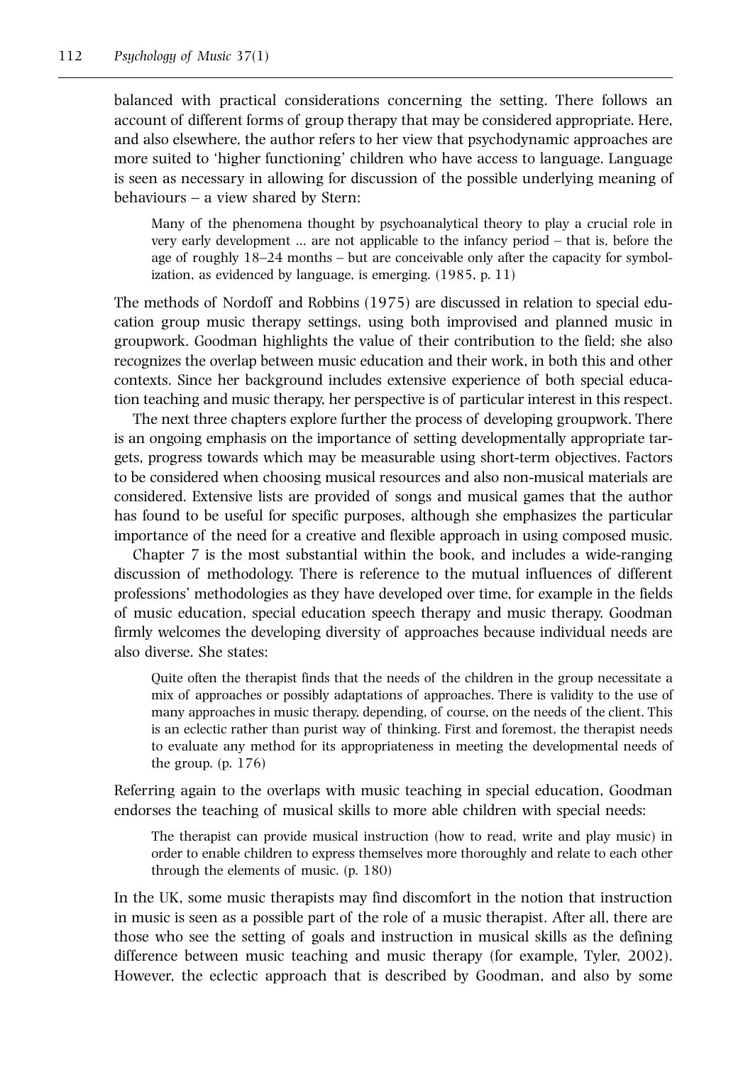balanced with practical considerations concerning the setting. There follows an account of different forms of group therapy that may be considered appropriate. Here, and also elsewhere, the author refers to her view that psychodynamic approaches are more suited to 'higher functioning' children who have access to language. Language is seen as necessary in allowing for discussion of the possible underlying meaning of behaviours – a view shared by Stern:

> Many of the phenomena thought by psychoanalytical theory to play a crucial role in very early development ... are not applicable to the infancy period – that is, before the age of roughly 18–24 months – but are conceivable only after the capacity for symbolization, as evidenced by language, is emerging. (1985, p. 11)

The methods of Nordoff and Robbins (1975) are discussed in relation to special education group music therapy settings, using both improvised and planned music in groupwork. Goodman highlights the value of their contribution to the field; she also recognizes the overlap between music education and their work, in both this and other contexts. Since her background includes extensive experience of both special education teaching and music therapy, her perspective is of particular interest in this respect.

The next three chapters explore further the process of developing groupwork. There is an ongoing emphasis on the importance of setting developmentally appropriate targets, progress towards which may be measurable using short-term objectives. Factors to be considered when choosing musical resources and also non-musical materials are considered. Extensive lists are provided of songs and musical games that the author has found to be useful for specific purposes, although she emphasizes the particular importance of the need for a creative and flexible approach in using composed music.

Chapter 7 is the most substantial within the book, and includes a wide-ranging discussion of methodology. There is reference to the mutual influences of different professions' methodologies as they have developed over time, for example in the fields of music education, special education speech therapy and music therapy. Goodman firmly welcomes the developing diversity of approaches because individual needs are also diverse. She states:

> Quite often the therapist finds that the needs of the children in the group necessitate a mix of approaches or possibly adaptations of approaches. There is validity to the use of many approaches in music therapy, depending, of course, on the needs of the client. This is an eclectic rather than purist way of thinking. First and foremost, the therapist needs to evaluate any method for its appropriateness in meeting the developmental needs of the group. (p. 176)

Referring again to the overlaps with music teaching in special education, Goodman endorses the teaching of musical skills to more able children with special needs:

> The therapist can provide musical instruction (how to read, write and play music) in order to enable children to express themselves more thoroughly and relate to each other through the elements of music. (p. 180)

In the UK, some music therapists may find discomfort in the notion that instruction in music is seen as a possible part of the role of a music therapist. After all, there are those who see the setting of goals and instruction in musical skills as the defining difference between music teaching and music therapy (for example, Tyler, 2002). However, the eclectic approach that is described by Goodman, and also by some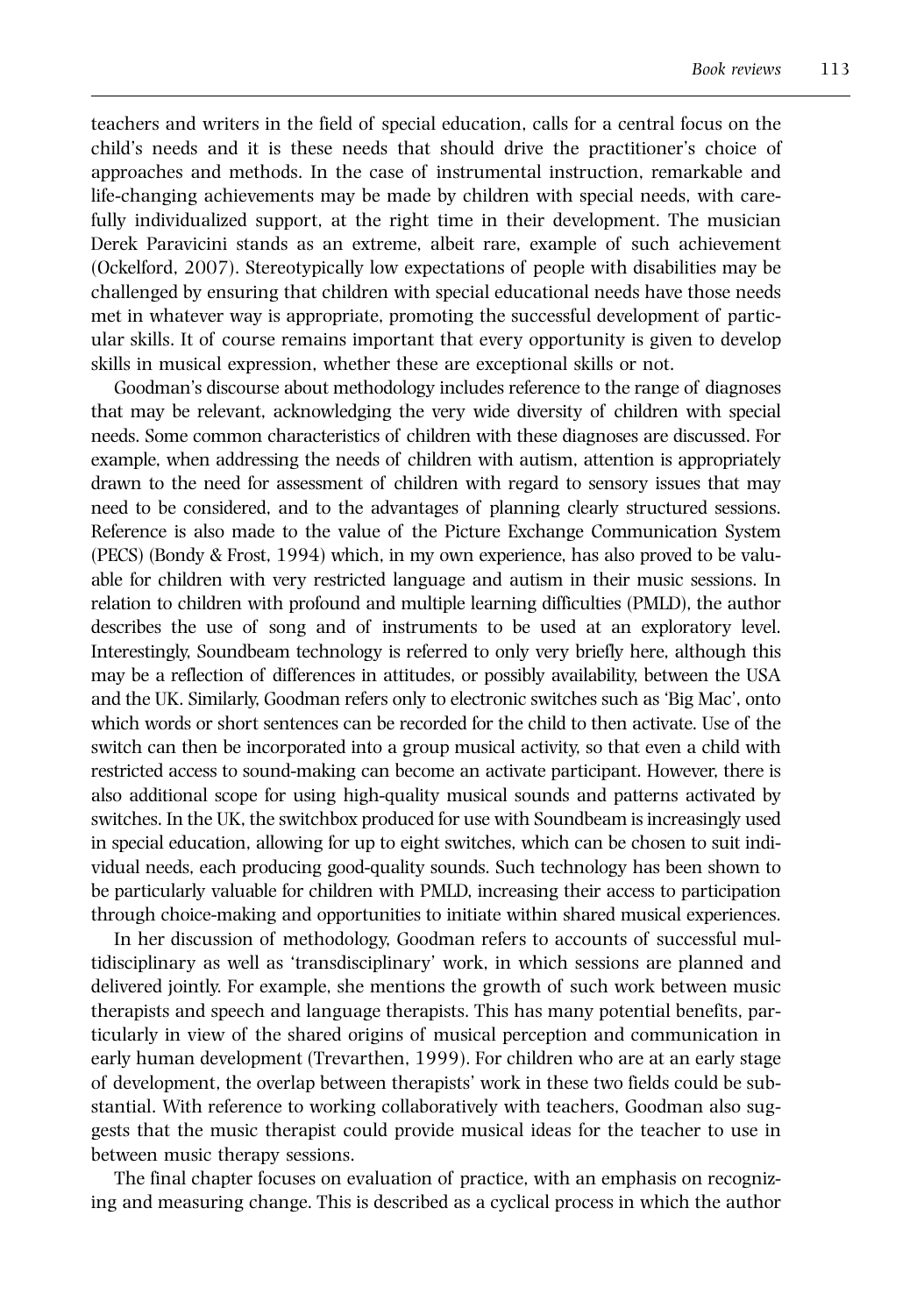teachers and writers in the field of special education, calls for a central focus on the child's needs and it is these needs that should drive the practitioner's choice of approaches and methods. In the case of instrumental instruction, remarkable and life-changing achievements may be made by children with special needs, with carefully individualized support, at the right time in their development. The musician Derek Paravicini stands as an extreme, albeit rare, example of such achievement (Ockelford, 2007). Stereotypically low expectations of people with disabilities may be challenged by ensuring that children with special educational needs have those needs met in whatever way is appropriate, promoting the successful development of particular skills. It of course remains important that every opportunity is given to develop skills in musical expression, whether these are exceptional skills or not.

Goodman's discourse about methodology includes reference to the range of diagnoses that may be relevant, acknowledging the very wide diversity of children with special needs. Some common characteristics of children with these diagnoses are discussed. For example, when addressing the needs of children with autism, attention is appropriately drawn to the need for assessment of children with regard to sensory issues that may need to be considered, and to the advantages of planning clearly structured sessions. Reference is also made to the value of the Picture Exchange Communication System (PECS) (Bondy & Frost, 1994) which, in my own experience, has also proved to be valuable for children with very restricted language and autism in their music sessions. In relation to children with profound and multiple learning difficulties (PMLD), the author describes the use of song and of instruments to be used at an exploratory level. Interestingly, Soundbeam technology is referred to only very briefly here, although this may be a reflection of differences in attitudes, or possibly availability, between the USA and the UK. Similarly, Goodman refers only to electronic switches such as 'Big Mac', onto which words or short sentences can be recorded for the child to then activate. Use of the switch can then be incorporated into a group musical activity, so that even a child with restricted access to sound-making can become an activate participant. However, there is also additional scope for using high-quality musical sounds and patterns activated by switches. In the UK, the switchbox produced for use with Soundbeam is increasingly used in special education, allowing for up to eight switches, which can be chosen to suit individual needs, each producing good-quality sounds. Such technology has been shown to be particularly valuable for children with PMLD, increasing their access to participation through choice-making and opportunities to initiate within shared musical experiences.

In her discussion of methodology, Goodman refers to accounts of successful multidisciplinary as well as 'transdisciplinary' work, in which sessions are planned and delivered jointly. For example, she mentions the growth of such work between music therapists and speech and language therapists. This has many potential benefits, particularly in view of the shared origins of musical perception and communication in early human development (Trevarthen, 1999). For children who are at an early stage of development, the overlap between therapists' work in these two fields could be substantial. With reference to working collaboratively with teachers, Goodman also suggests that the music therapist could provide musical ideas for the teacher to use in between music therapy sessions.

The final chapter focuses on evaluation of practice, with an emphasis on recognizing and measuring change. This is described as a cyclical process in which the author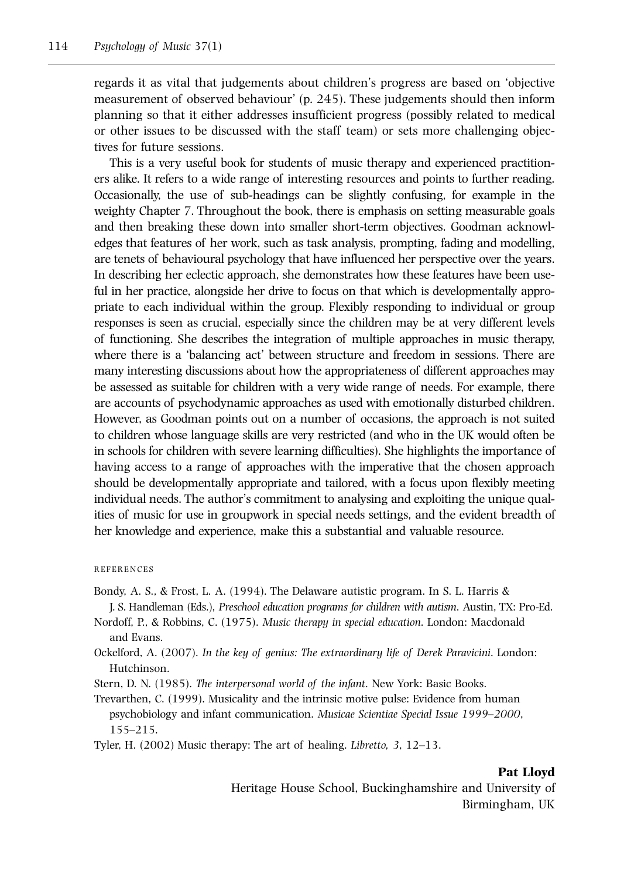regards it as vital that judgements about children's progress are based on 'objective measurement of observed behaviour' (p. 245). These judgements should then inform planning so that it either addresses insufficient progress (possibly related to medical or other issues to be discussed with the staff team) or sets more challenging objectives for future sessions.

This is a very useful book for students of music therapy and experienced practitioners alike. It refers to a wide range of interesting resources and points to further reading. Occasionally, the use of sub-headings can be slightly confusing, for example in the weighty Chapter 7. Throughout the book, there is emphasis on setting measurable goals and then breaking these down into smaller short-term objectives. Goodman acknowledges that features of her work, such as task analysis, prompting, fading and modelling, are tenets of behavioural psychology that have influenced her perspective over the years. In describing her eclectic approach, she demonstrates how these features have been useful in her practice, alongside her drive to focus on that which is developmentally appropriate to each individual within the group. Flexibly responding to individual or group responses is seen as crucial, especially since the children may be at very different levels of functioning. She describes the integration of multiple approaches in music therapy, where there is a 'balancing act' between structure and freedom in sessions. There are many interesting discussions about how the appropriateness of different approaches may be assessed as suitable for children with a very wide range of needs. For example, there are accounts of psychodynamic approaches as used with emotionally disturbed children. However, as Goodman points out on a number of occasions, the approach is not suited to children whose language skills are very restricted (and who in the UK would often be in schools for children with severe learning difficulties). She highlights the importance of having access to a range of approaches with the imperative that the chosen approach should be developmentally appropriate and tailored, with a focus upon flexibly meeting individual needs. The author's commitment to analysing and exploiting the unique qualities of music for use in groupwork in special needs settings, and the evident breadth of her knowledge and experience, make this a substantial and valuable resource.

## REFERENCES

Bondy, A. S., & Frost, L. A. (1994). The Delaware autistic program. In S. L. Harris & J. S. Handleman (Eds.), *Preschool education programs for children with autism*. Austin, TX: Pro-Ed.

Nordoff, P., & Robbins, C. (1975). *Music therapy in special education*. London: Macdonald and Evans.

Ockelford, A. (2007). *In the key of genius: The extraordinary life of Derek Paravicini*. London: Hutchinson.

Stern, D. N. (1985). *The interpersonal world of the infant*. New York: Basic Books.

Trevarthen, C. (1999). Musicality and the intrinsic motive pulse: Evidence from human psychobiology and infant communication. *Musicae Scientiae Special Issue 1999–2000*, 155–215.

Tyler, H. (2002) Music therapy: The art of healing. *Libretto, 3*, 12–13.

**Pat Lloyd**
Heritage House School, Buckinghamshire and University of Birmingham, UK